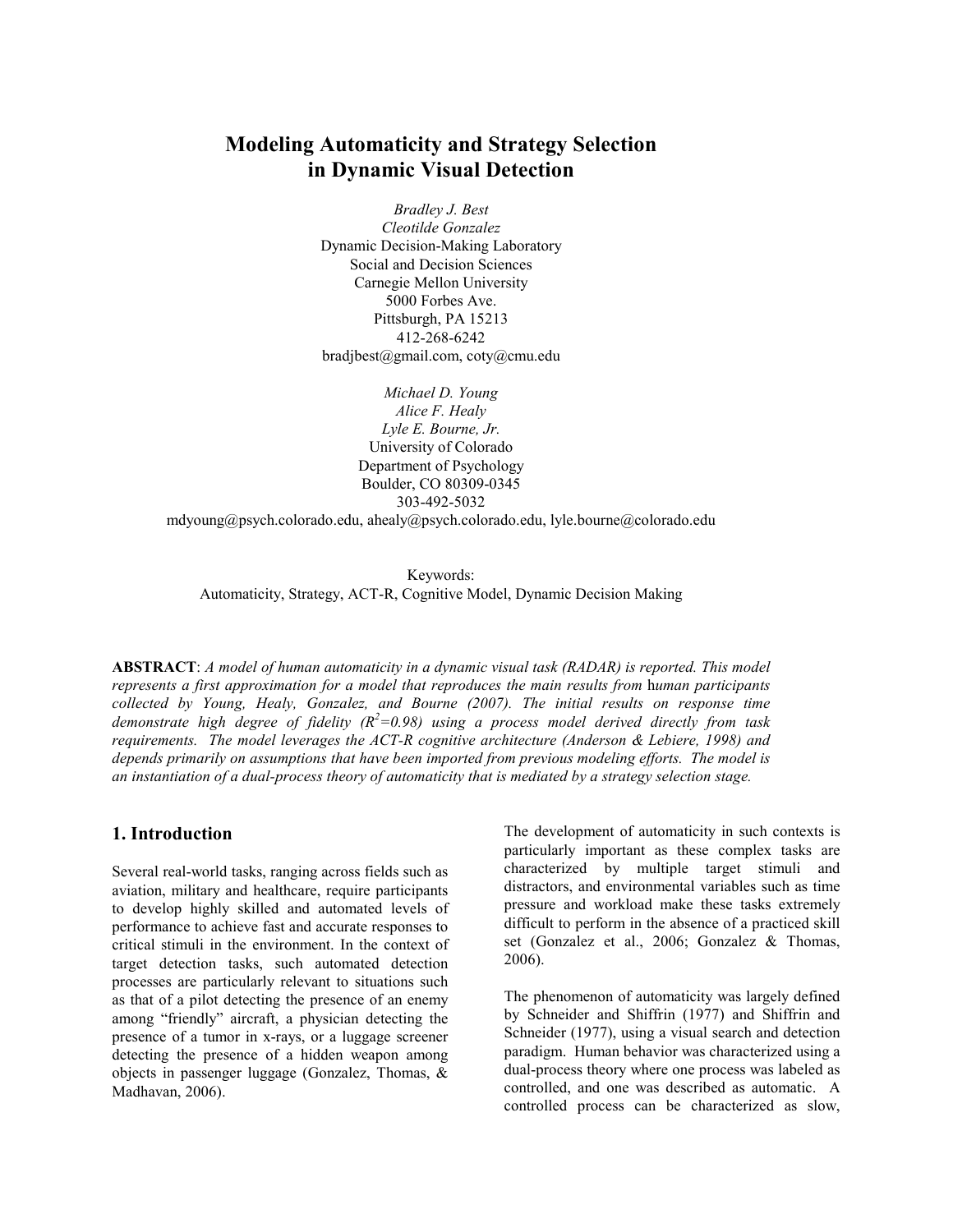# Modeling Automaticity and Strategy Selection in Dynamic Visual Detection

*Bradley J. Best*
*Cleotilde Gonzalez*
Dynamic Decision-Making Laboratory
Social and Decision Sciences
Carnegie Mellon University
5000 Forbes Ave.
Pittsburgh, PA 15213
412-268-6242
bradjbest@gmail.com, coty@cmu.edu

*Michael D. Young*
*Alice F. Healy*
*Lyle E. Bourne, Jr.*
University of Colorado
Department of Psychology
Boulder, CO 80309-0345
303-492-5032
mdyoung@psych.colorado.edu, ahealy@psych.colorado.edu, lyle.bourne@colorado.edu

Keywords:
Automaticity, Strategy, ACT-R, Cognitive Model, Dynamic Decision Making

**ABSTRACT**: *A model of human automaticity in a dynamic visual task (RADAR) is reported. This model represents a first approximation for a model that reproduces the main results from* human *participants collected by Young, Healy, Gonzalez, and Bourne (2007). The initial results on response time demonstrate high degree of fidelity ($R^2$=0.98) using a process model derived directly from task requirements. The model leverages the ACT-R cognitive architecture (Anderson & Lebiere, 1998) and depends primarily on assumptions that have been imported from previous modeling efforts. The model is an instantiation of a dual-process theory of automaticity that is mediated by a strategy selection stage.*

## 1. Introduction

Several real-world tasks, ranging across fields such as aviation, military and healthcare, require participants to develop highly skilled and automated levels of performance to achieve fast and accurate responses to critical stimuli in the environment. In the context of target detection tasks, such automated detection processes are particularly relevant to situations such as that of a pilot detecting the presence of an enemy among "friendly" aircraft, a physician detecting the presence of a tumor in x-rays, or a luggage screener detecting the presence of a hidden weapon among objects in passenger luggage (Gonzalez, Thomas, & Madhavan, 2006).

The development of automaticity in such contexts is particularly important as these complex tasks are characterized by multiple target stimuli and distractors, and environmental variables such as time pressure and workload make these tasks extremely difficult to perform in the absence of a practiced skill set (Gonzalez et al., 2006; Gonzalez & Thomas, 2006).

The phenomenon of automaticity was largely defined by Schneider and Shiffrin (1977) and Shiffrin and Schneider (1977), using a visual search and detection paradigm. Human behavior was characterized using a dual-process theory where one process was labeled as controlled, and one was described as automatic. A controlled process can be characterized as slow,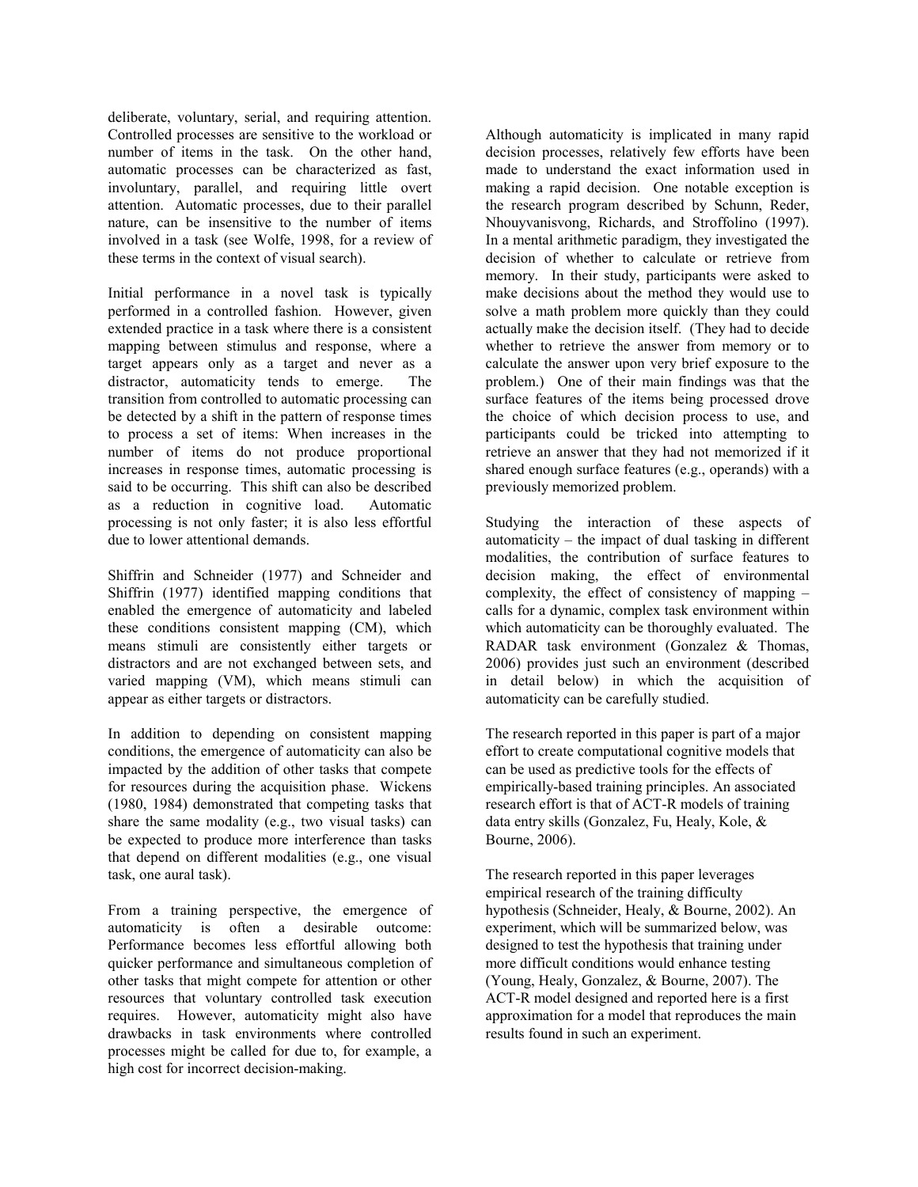deliberate, voluntary, serial, and requiring attention. Controlled processes are sensitive to the workload or number of items in the task. On the other hand, automatic processes can be characterized as fast, involuntary, parallel, and requiring little overt attention. Automatic processes, due to their parallel nature, can be insensitive to the number of items involved in a task (see Wolfe, 1998, for a review of these terms in the context of visual search).

Initial performance in a novel task is typically performed in a controlled fashion. However, given extended practice in a task where there is a consistent mapping between stimulus and response, where a target appears only as a target and never as a distractor, automaticity tends to emerge. The transition from controlled to automatic processing can be detected by a shift in the pattern of response times to process a set of items: When increases in the number of items do not produce proportional increases in response times, automatic processing is said to be occurring. This shift can also be described as a reduction in cognitive load. Automatic processing is not only faster; it is also less effortful due to lower attentional demands.

Shiffrin and Schneider (1977) and Schneider and Shiffrin (1977) identified mapping conditions that enabled the emergence of automaticity and labeled these conditions consistent mapping (CM), which means stimuli are consistently either targets or distractors and are not exchanged between sets, and varied mapping (VM), which means stimuli can appear as either targets or distractors.

In addition to depending on consistent mapping conditions, the emergence of automaticity can also be impacted by the addition of other tasks that compete for resources during the acquisition phase. Wickens (1980, 1984) demonstrated that competing tasks that share the same modality (e.g., two visual tasks) can be expected to produce more interference than tasks that depend on different modalities (e.g., one visual task, one aural task).

From a training perspective, the emergence of automaticity is often a desirable outcome: Performance becomes less effortful allowing both quicker performance and simultaneous completion of other tasks that might compete for attention or other resources that voluntary controlled task execution requires. However, automaticity might also have drawbacks in task environments where controlled processes might be called for due to, for example, a high cost for incorrect decision-making.

Although automaticity is implicated in many rapid decision processes, relatively few efforts have been made to understand the exact information used in making a rapid decision. One notable exception is the research program described by Schunn, Reder, Nhouyvanisvong, Richards, and Stroffolino (1997). In a mental arithmetic paradigm, they investigated the decision of whether to calculate or retrieve from memory. In their study, participants were asked to make decisions about the method they would use to solve a math problem more quickly than they could actually make the decision itself. (They had to decide whether to retrieve the answer from memory or to calculate the answer upon very brief exposure to the problem.) One of their main findings was that the surface features of the items being processed drove the choice of which decision process to use, and participants could be tricked into attempting to retrieve an answer that they had not memorized if it shared enough surface features (e.g., operands) with a previously memorized problem.

Studying the interaction of these aspects of automaticity – the impact of dual tasking in different modalities, the contribution of surface features to decision making, the effect of environmental complexity, the effect of consistency of mapping – calls for a dynamic, complex task environment within which automaticity can be thoroughly evaluated. The RADAR task environment (Gonzalez & Thomas, 2006) provides just such an environment (described in detail below) in which the acquisition of automaticity can be carefully studied.

The research reported in this paper is part of a major effort to create computational cognitive models that can be used as predictive tools for the effects of empirically-based training principles. An associated research effort is that of ACT-R models of training data entry skills (Gonzalez, Fu, Healy, Kole, & Bourne, 2006).

The research reported in this paper leverages empirical research of the training difficulty hypothesis (Schneider, Healy, & Bourne, 2002). An experiment, which will be summarized below, was designed to test the hypothesis that training under more difficult conditions would enhance testing (Young, Healy, Gonzalez, & Bourne, 2007). The ACT-R model designed and reported here is a first approximation for a model that reproduces the main results found in such an experiment.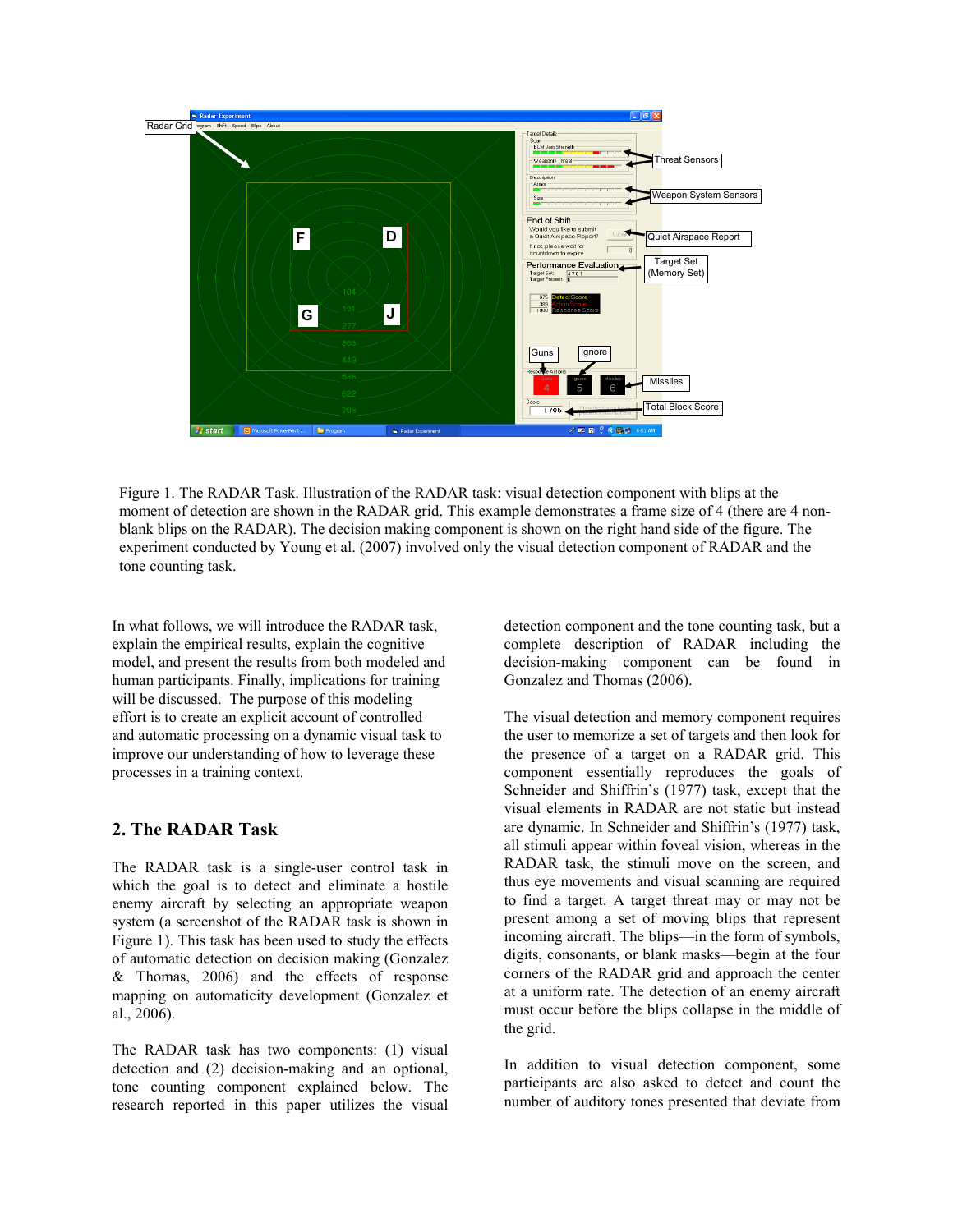Figure 1. The RADAR Task. Illustration of the RADAR task: visual detection component with blips at the moment of detection are shown in the RADAR grid. This example demonstrates a frame size of 4 (there are 4 non-blank blips on the RADAR). The decision making component is shown on the right hand side of the figure. The experiment conducted by Young et al. (2007) involved only the visual detection component of RADAR and the tone counting task.

In what follows, we will introduce the RADAR task, explain the empirical results, explain the cognitive model, and present the results from both modeled and human participants. Finally, implications for training will be discussed. The purpose of this modeling effort is to create an explicit account of controlled and automatic processing on a dynamic visual task to improve our understanding of how to leverage these processes in a training context.

## 2. The RADAR Task

The RADAR task is a single-user control task in which the goal is to detect and eliminate a hostile enemy aircraft by selecting an appropriate weapon system (a screenshot of the RADAR task is shown in Figure 1). This task has been used to study the effects of automatic detection on decision making (Gonzalez & Thomas, 2006) and the effects of response mapping on automaticity development (Gonzalez et al., 2006).

The RADAR task has two components: (1) visual detection and (2) decision-making and an optional, tone counting component explained below. The research reported in this paper utilizes the visual detection component and the tone counting task, but a complete description of RADAR including the decision-making component can be found in Gonzalez and Thomas (2006).

The visual detection and memory component requires the user to memorize a set of targets and then look for the presence of a target on a RADAR grid. This component essentially reproduces the goals of Schneider and Shiffrin's (1977) task, except that the visual elements in RADAR are not static but instead are dynamic. In Schneider and Shiffrin's (1977) task, all stimuli appear within foveal vision, whereas in the RADAR task, the stimuli move on the screen, and thus eye movements and visual scanning are required to find a target. A target threat may or may not be present among a set of moving blips that represent incoming aircraft. The blips—in the form of symbols, digits, consonants, or blank masks—begin at the four corners of the RADAR grid and approach the center at a uniform rate. The detection of an enemy aircraft must occur before the blips collapse in the middle of the grid.

In addition to visual detection component, some participants are also asked to detect and count the number of auditory tones presented that deviate from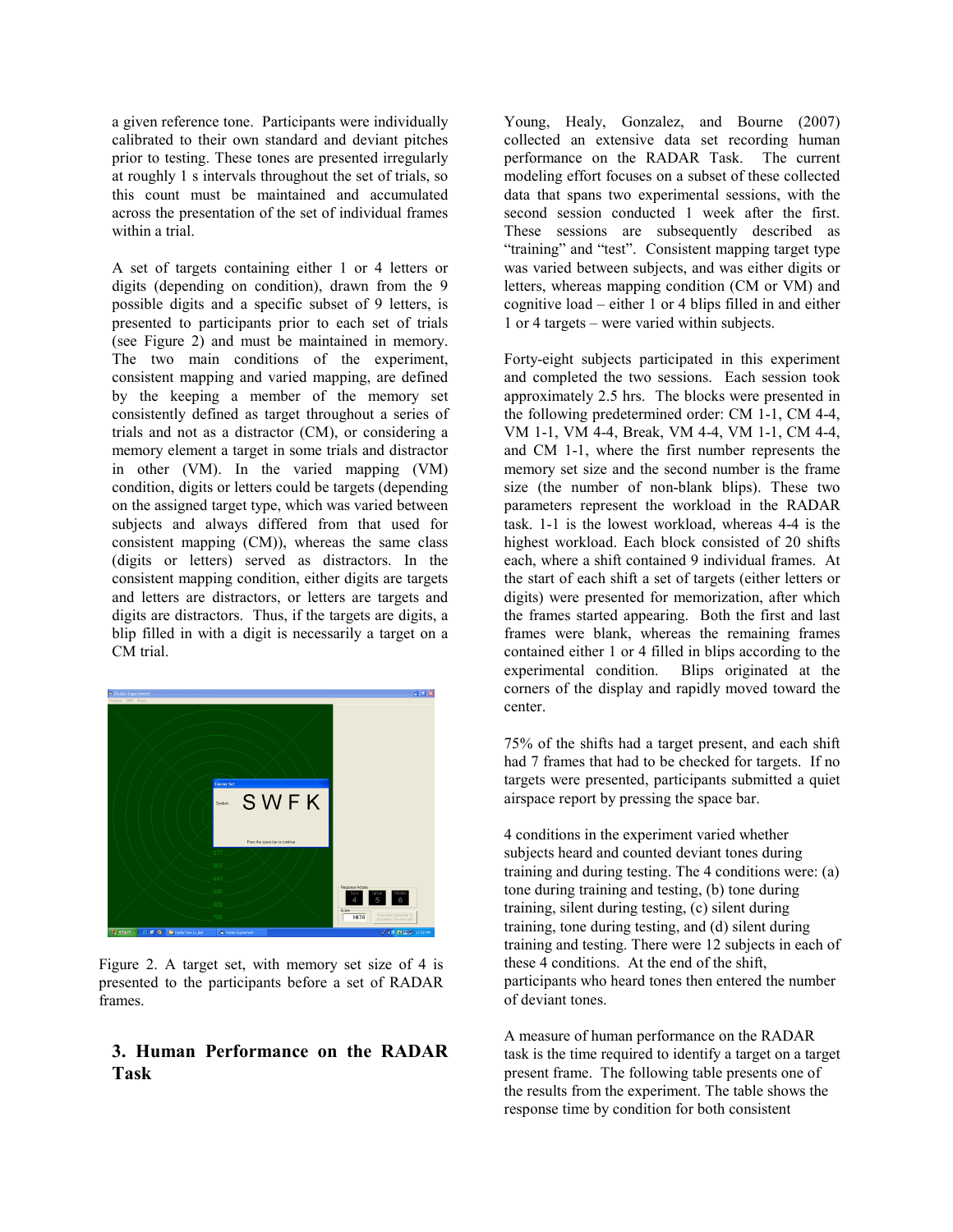a given reference tone. Participants were individually calibrated to their own standard and deviant pitches prior to testing. These tones are presented irregularly at roughly 1 s intervals throughout the set of trials, so this count must be maintained and accumulated across the presentation of the set of individual frames within a trial.

A set of targets containing either 1 or 4 letters or digits (depending on condition), drawn from the 9 possible digits and a specific subset of 9 letters, is presented to participants prior to each set of trials (see Figure 2) and must be maintained in memory. The two main conditions of the experiment, consistent mapping and varied mapping, are defined by the keeping a member of the memory set consistently defined as target throughout a series of trials and not as a distractor (CM), or considering a memory element a target in some trials and distractor in other (VM). In the varied mapping (VM) condition, digits or letters could be targets (depending on the assigned target type, which was varied between subjects and always differed from that used for consistent mapping (CM)), whereas the same class (digits or letters) served as distractors. In the consistent mapping condition, either digits are targets and letters are distractors, or letters are targets and digits are distractors. Thus, if the targets are digits, a blip filled in with a digit is necessarily a target on a CM trial.

Figure 2. A target set, with memory set size of 4 is presented to the participants before a set of RADAR frames.

## 3. Human Performance on the RADAR Task

Young, Healy, Gonzalez, and Bourne (2007) collected an extensive data set recording human performance on the RADAR Task. The current modeling effort focuses on a subset of these collected data that spans two experimental sessions, with the second session conducted 1 week after the first. These sessions are subsequently described as "training" and "test". Consistent mapping target type was varied between subjects, and was either digits or letters, whereas mapping condition (CM or VM) and cognitive load – either 1 or 4 blips filled in and either 1 or 4 targets – were varied within subjects.

Forty-eight subjects participated in this experiment and completed the two sessions. Each session took approximately 2.5 hrs. The blocks were presented in the following predetermined order: CM 1-1, CM 4-4, VM 1-1, VM 4-4, Break, VM 4-4, VM 1-1, CM 4-4, and CM 1-1, where the first number represents the memory set size and the second number is the frame size (the number of non-blank blips). These two parameters represent the workload in the RADAR task. 1-1 is the lowest workload, whereas 4-4 is the highest workload. Each block consisted of 20 shifts each, where a shift contained 9 individual frames. At the start of each shift a set of targets (either letters or digits) were presented for memorization, after which the frames started appearing. Both the first and last frames were blank, whereas the remaining frames contained either 1 or 4 filled in blips according to the experimental condition. Blips originated at the corners of the display and rapidly moved toward the center.

75% of the shifts had a target present, and each shift had 7 frames that had to be checked for targets. If no targets were presented, participants submitted a quiet airspace report by pressing the space bar.

4 conditions in the experiment varied whether subjects heard and counted deviant tones during training and during testing. The 4 conditions were: (a) tone during training and testing, (b) tone during training, silent during testing, (c) silent during training, tone during testing, and (d) silent during training and testing. There were 12 subjects in each of these 4 conditions. At the end of the shift, participants who heard tones then entered the number of deviant tones.

A measure of human performance on the RADAR task is the time required to identify a target on a target present frame. The following table presents one of the results from the experiment. The table shows the response time by condition for both consistent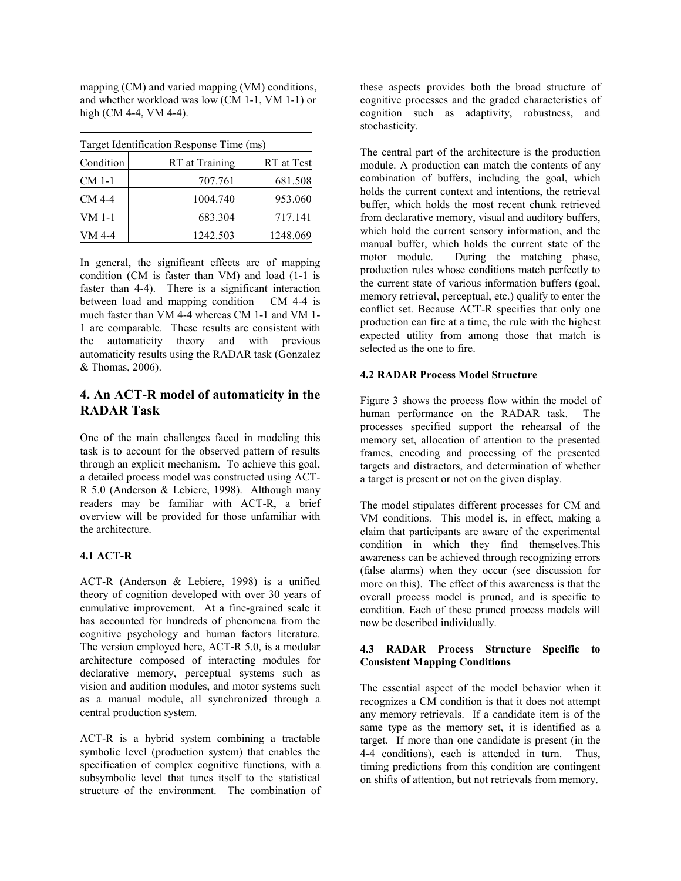mapping (CM) and varied mapping (VM) conditions, and whether workload was low (CM 1-1, VM 1-1) or high (CM 4-4, VM 4-4).

| Target Identification Response Time (ms) | | |
|---|---|---|
| Condition | RT at Training | RT at Test |
| CM 1-1 | 707.761 | 681.508 |
| CM 4-4 | 1004.740 | 953.060 |
| VM 1-1 | 683.304 | 717.141 |
| VM 4-4 | 1242.503 | 1248.069 |

In general, the significant effects are of mapping condition (CM is faster than VM) and load (1-1 is faster than 4-4). There is a significant interaction between load and mapping condition – CM 4-4 is much faster than VM 4-4 whereas CM 1-1 and VM 1-1 are comparable. These results are consistent with the automaticity theory and with previous automaticity results using the RADAR task (Gonzalez & Thomas, 2006).

## 4. An ACT-R model of automaticity in the RADAR Task

One of the main challenges faced in modeling this task is to account for the observed pattern of results through an explicit mechanism. To achieve this goal, a detailed process model was constructed using ACT-R 5.0 (Anderson & Lebiere, 1998). Although many readers may be familiar with ACT-R, a brief overview will be provided for those unfamiliar with the architecture.

### 4.1 ACT-R

ACT-R (Anderson & Lebiere, 1998) is a unified theory of cognition developed with over 30 years of cumulative improvement. At a fine-grained scale it has accounted for hundreds of phenomena from the cognitive psychology and human factors literature. The version employed here, ACT-R 5.0, is a modular architecture composed of interacting modules for declarative memory, perceptual systems such as vision and audition modules, and motor systems such as a manual module, all synchronized through a central production system.

ACT-R is a hybrid system combining a tractable symbolic level (production system) that enables the specification of complex cognitive functions, with a subsymbolic level that tunes itself to the statistical structure of the environment. The combination of these aspects provides both the broad structure of cognitive processes and the graded characteristics of cognition such as adaptivity, robustness, and stochasticity.

The central part of the architecture is the production module. A production can match the contents of any combination of buffers, including the goal, which holds the current context and intentions, the retrieval buffer, which holds the most recent chunk retrieved from declarative memory, visual and auditory buffers, which hold the current sensory information, and the manual buffer, which holds the current state of the motor module. During the matching phase, production rules whose conditions match perfectly to the current state of various information buffers (goal, memory retrieval, perceptual, etc.) qualify to enter the conflict set. Because ACT-R specifies that only one production can fire at a time, the rule with the highest expected utility from among those that match is selected as the one to fire.

### 4.2 RADAR Process Model Structure

Figure 3 shows the process flow within the model of human performance on the RADAR task. The processes specified support the rehearsal of the memory set, allocation of attention to the presented frames, encoding and processing of the presented targets and distractors, and determination of whether a target is present or not on the given display.

The model stipulates different processes for CM and VM conditions. This model is, in effect, making a claim that participants are aware of the experimental condition in which they find themselves.This awareness can be achieved through recognizing errors (false alarms) when they occur (see discussion for more on this). The effect of this awareness is that the overall process model is pruned, and is specific to condition. Each of these pruned process models will now be described individually.

### 4.3 RADAR Process Structure Specific to Consistent Mapping Conditions

The essential aspect of the model behavior when it recognizes a CM condition is that it does not attempt any memory retrievals. If a candidate item is of the same type as the memory set, it is identified as a target. If more than one candidate is present (in the 4-4 conditions), each is attended in turn. Thus, timing predictions from this condition are contingent on shifts of attention, but not retrievals from memory.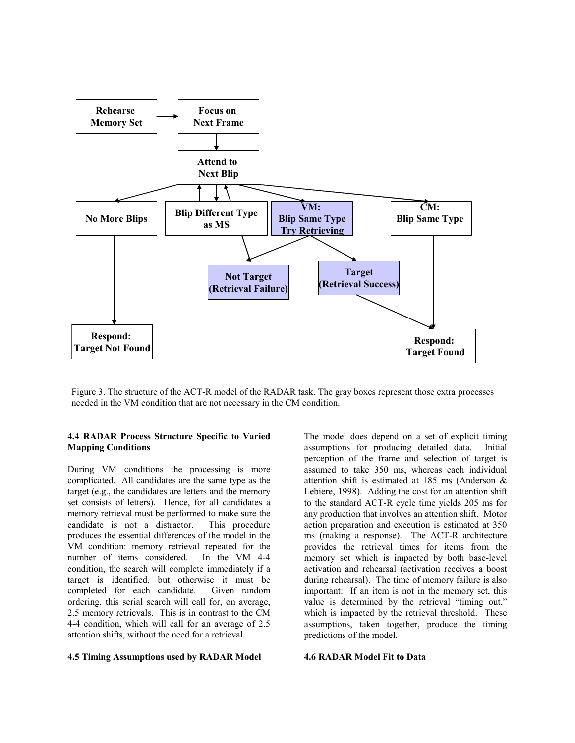Figure 3. The structure of the ACT-R model of the RADAR task. The gray boxes represent those extra processes needed in the VM condition that are not necessary in the CM condition.

### 4.4 RADAR Process Structure Specific to Varied Mapping Conditions

During VM conditions the processing is more complicated. All candidates are the same type as the target (e.g., the candidates are letters and the memory set consists of letters). Hence, for all candidates a memory retrieval must be performed to make sure the candidate is not a distractor. This procedure produces the essential differences of the model in the VM condition: memory retrieval repeated for the number of items considered. In the VM 4-4 condition, the search will complete immediately if a target is identified, but otherwise it must be completed for each candidate. Given random ordering, this serial search will call for, on average, 2.5 memory retrievals. This is in contrast to the CM 4-4 condition, which will call for an average of 2.5 attention shifts, without the need for a retrieval.

### 4.5 Timing Assumptions used by RADAR Model

The model does depend on a set of explicit timing assumptions for producing detailed data. Initial perception of the frame and selection of target is assumed to take 350 ms, whereas each individual attention shift is estimated at 185 ms (Anderson & Lebiere, 1998). Adding the cost for an attention shift to the standard ACT-R cycle time yields 205 ms for any production that involves an attention shift. Motor action preparation and execution is estimated at 350 ms (making a response). The ACT-R architecture provides the retrieval times for items from the memory set which is impacted by both base-level activation and rehearsal (activation receives a boost during rehearsal). The time of memory failure is also important: If an item is not in the memory set, this value is determined by the retrieval "timing out," which is impacted by the retrieval threshold. These assumptions, taken together, produce the timing predictions of the model.

### 4.6 RADAR Model Fit to Data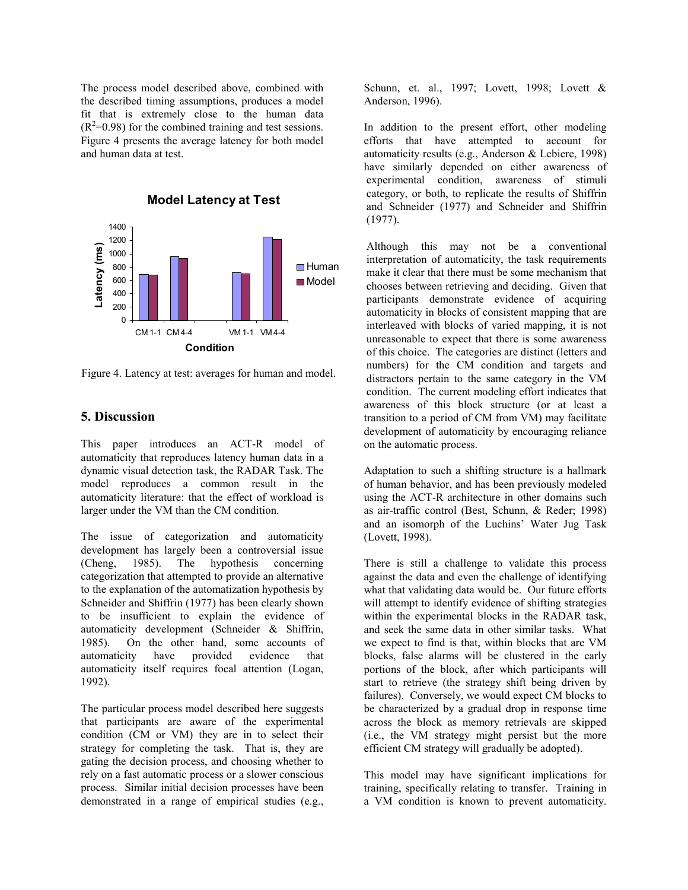The process model described above, combined with the described timing assumptions, produces a model fit that is extremely close to the human data ($R^2$=0.98) for the combined training and test sessions. Figure 4 presents the average latency for both model and human data at test.

Figure 4. Latency at test: averages for human and model.

## 5. Discussion

This paper introduces an ACT-R model of automaticity that reproduces latency human data in a dynamic visual detection task, the RADAR Task. The model reproduces a common result in the automaticity literature: that the effect of workload is larger under the VM than the CM condition.

The issue of categorization and automaticity development has largely been a controversial issue (Cheng, 1985). The hypothesis concerning categorization that attempted to provide an alternative to the explanation of the automatization hypothesis by Schneider and Shiffrin (1977) has been clearly shown to be insufficient to explain the evidence of automaticity development (Schneider & Shiffrin, 1985). On the other hand, some accounts of automaticity have provided evidence that automaticity itself requires focal attention (Logan, 1992).

The particular process model described here suggests that participants are aware of the experimental condition (CM or VM) they are in to select their strategy for completing the task. That is, they are gating the decision process, and choosing whether to rely on a fast automatic process or a slower conscious process. Similar initial decision processes have been demonstrated in a range of empirical studies (e.g., Schunn, et. al., 1997; Lovett, 1998; Lovett & Anderson, 1996).

In addition to the present effort, other modeling efforts that have attempted to account for automaticity results (e.g., Anderson & Lebiere, 1998) have similarly depended on either awareness of experimental condition, awareness of stimuli category, or both, to replicate the results of Shiffrin and Schneider (1977) and Schneider and Shiffrin (1977).

Although this may not be a conventional interpretation of automaticity, the task requirements make it clear that there must be some mechanism that chooses between retrieving and deciding. Given that participants demonstrate evidence of acquiring automaticity in blocks of consistent mapping that are interleaved with blocks of varied mapping, it is not unreasonable to expect that there is some awareness of this choice. The categories are distinct (letters and numbers) for the CM condition and targets and distractors pertain to the same category in the VM condition. The current modeling effort indicates that awareness of this block structure (or at least a transition to a period of CM from VM) may facilitate development of automaticity by encouraging reliance on the automatic process.

Adaptation to such a shifting structure is a hallmark of human behavior, and has been previously modeled using the ACT-R architecture in other domains such as air-traffic control (Best, Schunn, & Reder; 1998) and an isomorph of the Luchins' Water Jug Task (Lovett, 1998).

There is still a challenge to validate this process against the data and even the challenge of identifying what that validating data would be. Our future efforts will attempt to identify evidence of shifting strategies within the experimental blocks in the RADAR task, and seek the same data in other similar tasks. What we expect to find is that, within blocks that are VM blocks, false alarms will be clustered in the early portions of the block, after which participants will start to retrieve (the strategy shift being driven by failures). Conversely, we would expect CM blocks to be characterized by a gradual drop in response time across the block as memory retrievals are skipped (i.e., the VM strategy might persist but the more efficient CM strategy will gradually be adopted).

This model may have significant implications for training, specifically relating to transfer. Training in a VM condition is known to prevent automaticity.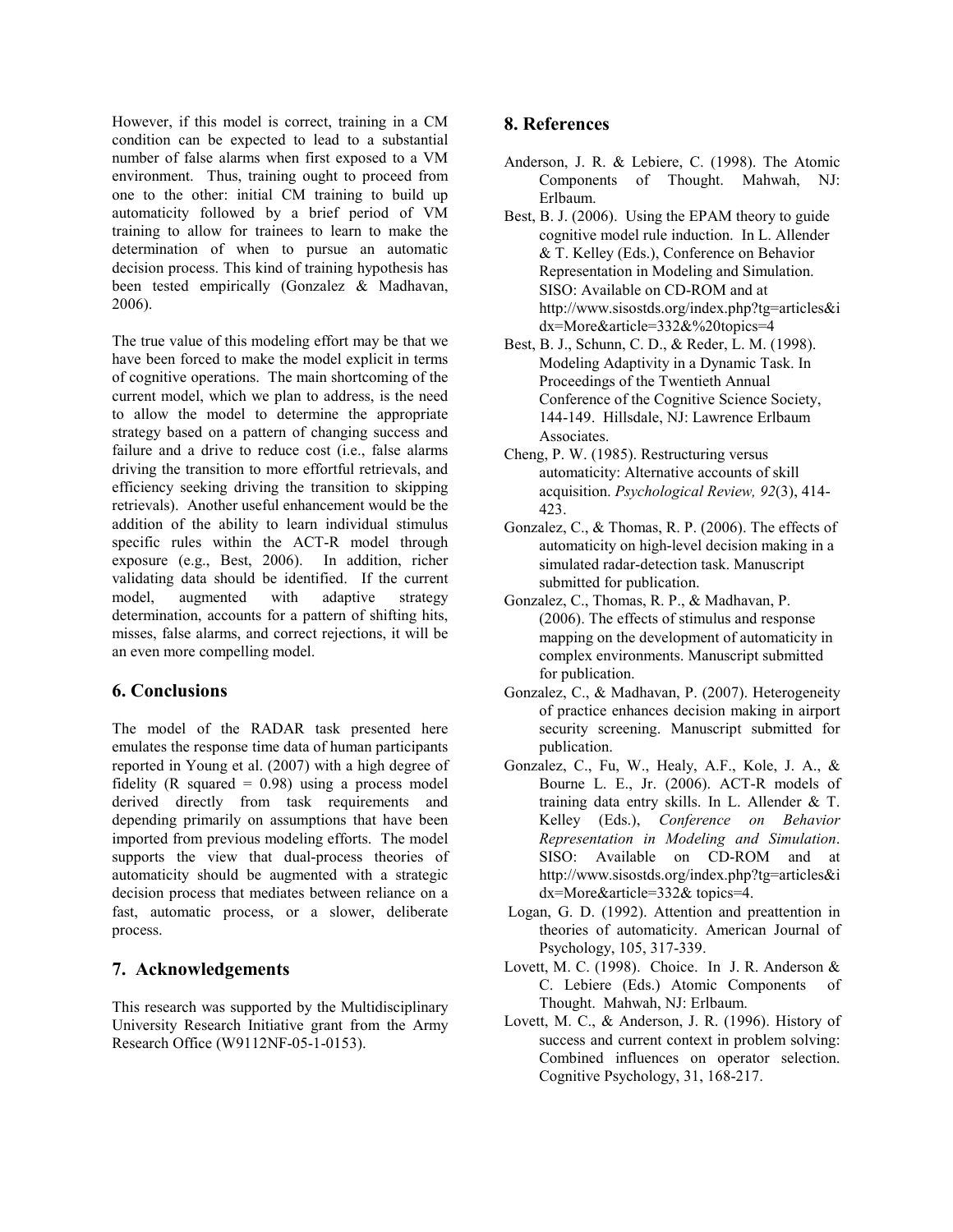However, if this model is correct, training in a CM condition can be expected to lead to a substantial number of false alarms when first exposed to a VM environment. Thus, training ought to proceed from one to the other: initial CM training to build up automaticity followed by a brief period of VM training to allow for trainees to learn to make the determination of when to pursue an automatic decision process. This kind of training hypothesis has been tested empirically (Gonzalez & Madhavan, 2006).

The true value of this modeling effort may be that we have been forced to make the model explicit in terms of cognitive operations. The main shortcoming of the current model, which we plan to address, is the need to allow the model to determine the appropriate strategy based on a pattern of changing success and failure and a drive to reduce cost (i.e., false alarms driving the transition to more effortful retrievals, and efficiency seeking driving the transition to skipping retrievals). Another useful enhancement would be the addition of the ability to learn individual stimulus specific rules within the ACT-R model through exposure (e.g., Best, 2006). In addition, richer validating data should be identified. If the current model, augmented with adaptive strategy determination, accounts for a pattern of shifting hits, misses, false alarms, and correct rejections, it will be an even more compelling model.

## 6. Conclusions

The model of the RADAR task presented here emulates the response time data of human participants reported in Young et al. (2007) with a high degree of fidelity (R squared = 0.98) using a process model derived directly from task requirements and depending primarily on assumptions that have been imported from previous modeling efforts. The model supports the view that dual-process theories of automaticity should be augmented with a strategic decision process that mediates between reliance on a fast, automatic process, or a slower, deliberate process.

## 7. Acknowledgements

This research was supported by the Multidisciplinary University Research Initiative grant from the Army Research Office (W9112NF-05-1-0153).

## 8. References

Anderson, J. R. & Lebiere, C. (1998). The Atomic Components of Thought. Mahwah, NJ: Erlbaum.

Best, B. J. (2006). Using the EPAM theory to guide cognitive model rule induction. In L. Allender & T. Kelley (Eds.), Conference on Behavior Representation in Modeling and Simulation. SISO: Available on CD-ROM and at http://www.sisostds.org/index.php?tg=articles&idx=More&article=332&%20topics=4

Best, B. J., Schunn, C. D., & Reder, L. M. (1998). Modeling Adaptivity in a Dynamic Task. In Proceedings of the Twentieth Annual Conference of the Cognitive Science Society, 144-149. Hillsdale, NJ: Lawrence Erlbaum Associates.

Cheng, P. W. (1985). Restructuring versus automaticity: Alternative accounts of skill acquisition. *Psychological Review, 92*(3), 414-423.

Gonzalez, C., & Thomas, R. P. (2006). The effects of automaticity on high-level decision making in a simulated radar-detection task. Manuscript submitted for publication.

Gonzalez, C., Thomas, R. P., & Madhavan, P. (2006). The effects of stimulus and response mapping on the development of automaticity in complex environments. Manuscript submitted for publication.

Gonzalez, C., & Madhavan, P. (2007). Heterogeneity of practice enhances decision making in airport security screening. Manuscript submitted for publication.

Gonzalez, C., Fu, W., Healy, A.F., Kole, J. A., & Bourne L. E., Jr. (2006). ACT-R models of training data entry skills. In L. Allender & T. Kelley (Eds.), *Conference on Behavior Representation in Modeling and Simulation*. SISO: Available on CD-ROM and at http://www.sisostds.org/index.php?tg=articles&idx=More&article=332& topics=4.

Logan, G. D. (1992). Attention and preattention in theories of automaticity. American Journal of Psychology, 105, 317-339.

Lovett, M. C. (1998). Choice. In J. R. Anderson & C. Lebiere (Eds.) Atomic Components of Thought. Mahwah, NJ: Erlbaum.

Lovett, M. C., & Anderson, J. R. (1996). History of success and current context in problem solving: Combined influences on operator selection. Cognitive Psychology, 31, 168-217.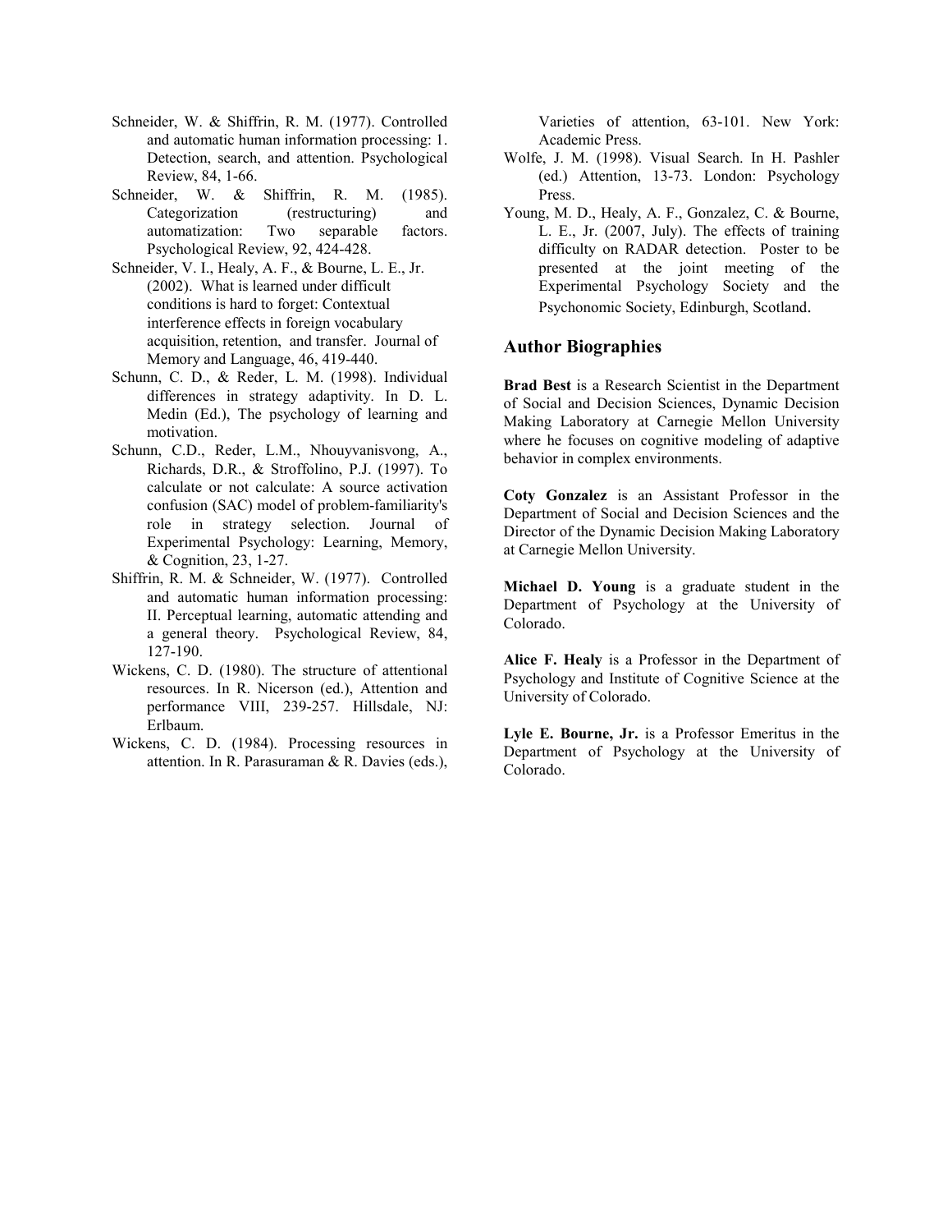Schneider, W. & Shiffrin, R. M. (1977). Controlled and automatic human information processing: 1. Detection, search, and attention. Psychological Review, 84, 1-66.

Schneider, W. & Shiffrin, R. M. (1985). Categorization (restructuring) and automatization: Two separable factors. Psychological Review, 92, 424-428.

Schneider, V. I., Healy, A. F., & Bourne, L. E., Jr. (2002). What is learned under difficult conditions is hard to forget: Contextual interference effects in foreign vocabulary acquisition, retention, and transfer. Journal of Memory and Language, 46, 419-440.

Schunn, C. D., & Reder, L. M. (1998). Individual differences in strategy adaptivity. In D. L. Medin (Ed.), The psychology of learning and motivation.

Schunn, C.D., Reder, L.M., Nhouyvanisvong, A., Richards, D.R., & Stroffolino, P.J. (1997). To calculate or not calculate: A source activation confusion (SAC) model of problem-familiarity's role in strategy selection. Journal of Experimental Psychology: Learning, Memory, & Cognition, 23, 1-27.

Shiffrin, R. M. & Schneider, W. (1977). Controlled and automatic human information processing: II. Perceptual learning, automatic attending and a general theory. Psychological Review, 84, 127-190.

Wickens, C. D. (1980). The structure of attentional resources. In R. Nicerson (ed.), Attention and performance VIII, 239-257. Hillsdale, NJ: Erlbaum.

Wickens, C. D. (1984). Processing resources in attention. In R. Parasuraman & R. Davies (eds.), Varieties of attention, 63-101. New York: Academic Press.

Wolfe, J. M. (1998). Visual Search. In H. Pashler (ed.) Attention, 13-73. London: Psychology Press.

Young, M. D., Healy, A. F., Gonzalez, C. & Bourne, L. E., Jr. (2007, July). The effects of training difficulty on RADAR detection. Poster to be presented at the joint meeting of the Experimental Psychology Society and the Psychonomic Society, Edinburgh, Scotland.

## Author Biographies

**Brad Best** is a Research Scientist in the Department of Social and Decision Sciences, Dynamic Decision Making Laboratory at Carnegie Mellon University where he focuses on cognitive modeling of adaptive behavior in complex environments.

**Coty Gonzalez** is an Assistant Professor in the Department of Social and Decision Sciences and the Director of the Dynamic Decision Making Laboratory at Carnegie Mellon University.

**Michael D. Young** is a graduate student in the Department of Psychology at the University of Colorado.

**Alice F. Healy** is a Professor in the Department of Psychology and Institute of Cognitive Science at the University of Colorado.

**Lyle E. Bourne, Jr.** is a Professor Emeritus in the Department of Psychology at the University of Colorado.